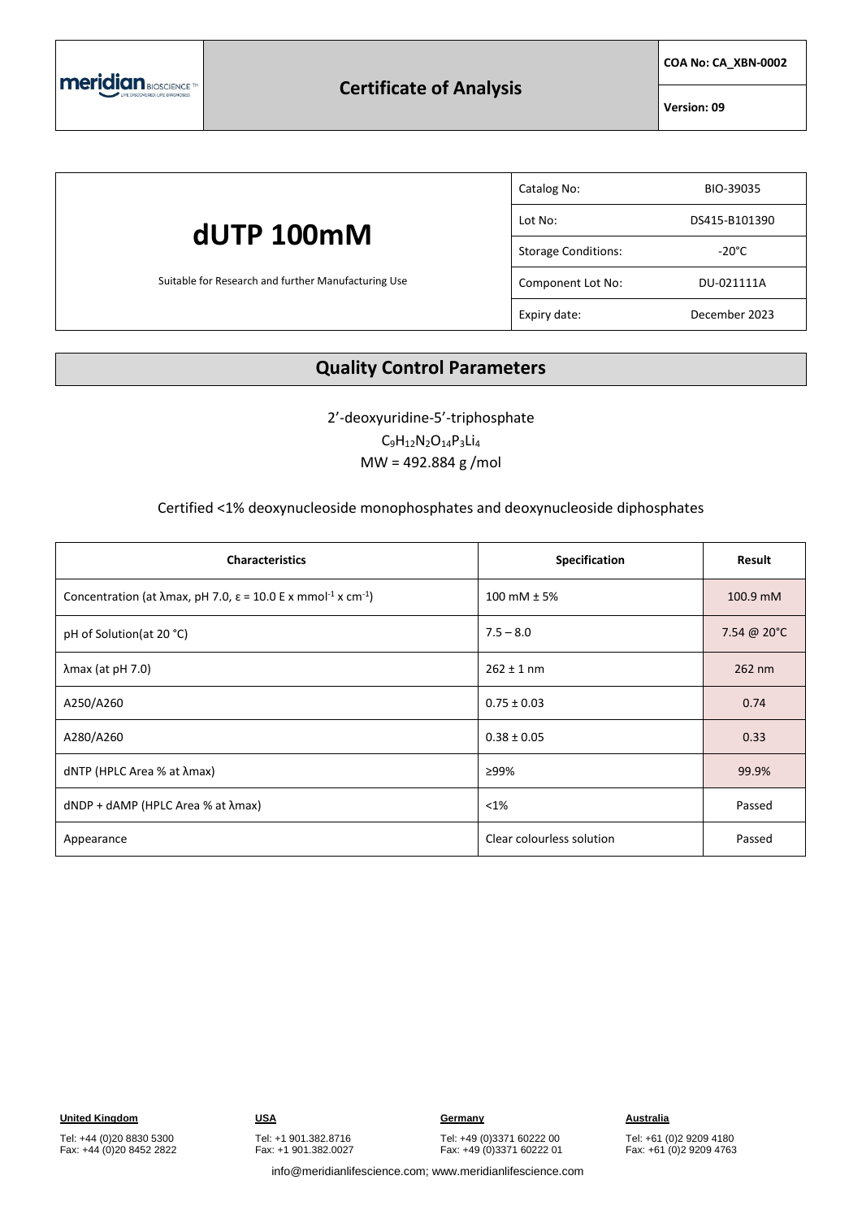| meridian BIOSCIENCE | Certificate of Analysis | COA No: CA_XBN-0002 |
|---|---|---|
| | | Version: 09 |

# dUTP 100mM

Suitable for Research and further Manufacturing Use

| | |
|---|---|
| Catalog No: | BIO-39035 |
| Lot No: | DS415-B101390 |
| Storage Conditions: | -20°C |
| Component Lot No: | DU-021111A |
| Expiry date: | December 2023 |

## Quality Control Parameters

2'-deoxyuridine-5'-triphosphate

$C_9H_{12}N_2O_{14}P_3Li_4$

MW = 492.884 g /mol

Certified <1% deoxynucleoside monophosphates and deoxynucleoside diphosphates

| Characteristics | Specification | Result |
|---|---|---|
| Concentration (at λmax, pH 7.0, ε = 10.0 E x $mmol^{-1}$ x $cm^{-1}$) | 100 mM ± 5% | 100.9 mM |
| pH of Solution(at 20 °C) | 7.5 – 8.0 | 7.54 @ 20°C |
| λmax (at pH 7.0) | 262 ± 1 nm | 262 nm |
| A250/A260 | 0.75 ± 0.03 | 0.74 |
| A280/A260 | 0.38 ± 0.05 | 0.33 |
| dNTP (HPLC Area % at λmax) | ≥99% | 99.9% |
| dNDP + dAMP (HPLC Area % at λmax) | <1% | Passed |
| Appearance | Clear colourless solution | Passed |

**United Kingdom**
Tel: +44 (0)20 8830 5300
Fax: +44 (0)20 8452 2822

**USA**
Tel: +1 901.382.8716
Fax: +1 901.382.0027

**Germany**
Tel: +49 (0)3371 60222 00
Fax: +49 (0)3371 60222 01

**Australia**
Tel: +61 (0)2 9209 4180
Fax: +61 (0)2 9209 4763

info@meridianlifescience.com; www.meridianlifescience.com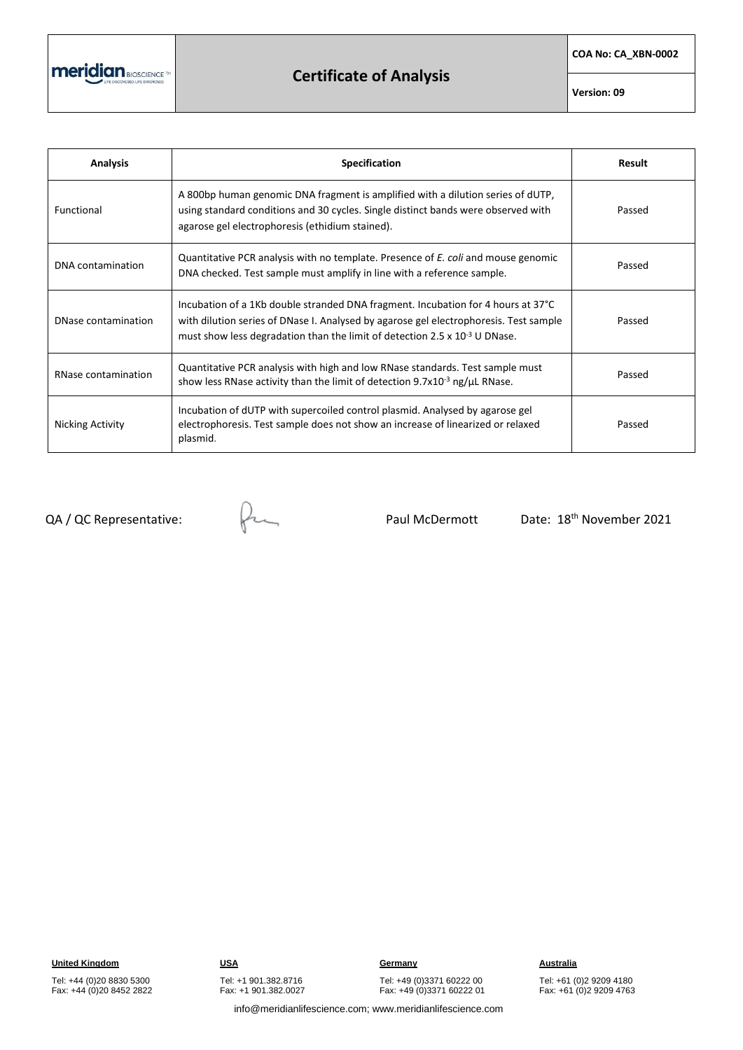# Certificate of Analysis

**COA No: CA_XBN-0002**

**Version: 09**

| Analysis | Specification | Result |
|---|---|---|
| Functional | A 800bp human genomic DNA fragment is amplified with a dilution series of dUTP, using standard conditions and 30 cycles. Single distinct bands were observed with agarose gel electrophoresis (ethidium stained). | Passed |
| DNA contamination | Quantitative PCR analysis with no template. Presence of *E. coli* and mouse genomic DNA checked. Test sample must amplify in line with a reference sample. | Passed |
| DNase contamination | Incubation of a 1Kb double stranded DNA fragment. Incubation for 4 hours at 37°C with dilution series of DNase I. Analysed by agarose gel electrophoresis. Test sample must show less degradation than the limit of detection $2.5 \times 10^{-3}$ U DNase. | Passed |
| RNase contamination | Quantitative PCR analysis with high and low RNase standards. Test sample must show less RNase activity than the limit of detection $9.7 \times 10^{-3}$ ng/µL RNase. | Passed |
| Nicking Activity | Incubation of dUTP with supercoiled control plasmid. Analysed by agarose gel electrophoresis. Test sample does not show an increase of linearized or relaxed plasmid. | Passed |

QA / QC Representative: Paul McDermott Date: 18th November 2021

**United Kingdom**
Tel: +44 (0)20 8830 5300
Fax: +44 (0)20 8452 2822

**USA**
Tel: +1 901.382.8716
Fax: +1 901.382.0027

**Germany**
Tel: +49 (0)3371 60222 00
Fax: +49 (0)3371 60222 01

**Australia**
Tel: +61 (0)2 9209 4180
Fax: +61 (0)2 9209 4763

info@meridianlifescience.com; www.meridianlifescience.com